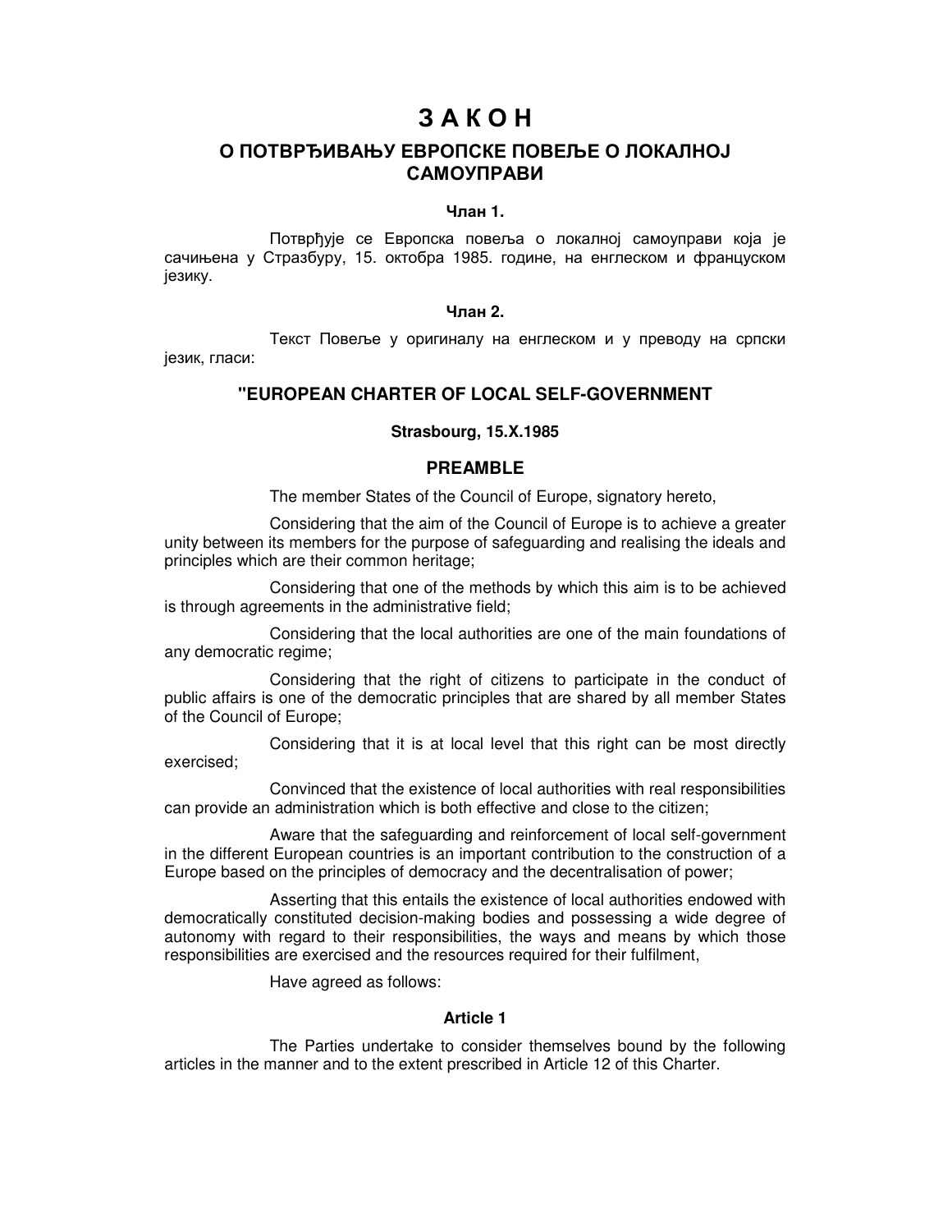# З А К О Н

## О ПОТВРЂИВАЊУ ЕВРОПСКЕ ПОВЕЉЕ О ЛОКАЛНОЈ САМОУПРАВИ

### Члан 1.

Потврђује се Европска повеља о локалној самоуправи која је сачињена у Стразбуру, 15. октобра 1985. године, на енглеском и француском језику.

### Члан 2.

Текст Повеље у оригиналу на енглеском и у преводу на српски језик, гласи:

## "EUROPEAN CHARTER OF LOCAL SELF-GOVERNMENT

**Strasbourg, 15.X.1985**

## PREAMBLE

The member States of the Council of Europe, signatory hereto,

Considering that the aim of the Council of Europe is to achieve a greater unity between its members for the purpose of safeguarding and realising the ideals and principles which are their common heritage;

Considering that one of the methods by which this aim is to be achieved is through agreements in the administrative field;

Considering that the local authorities are one of the main foundations of any democratic regime;

Considering that the right of citizens to participate in the conduct of public affairs is one of the democratic principles that are shared by all member States of the Council of Europe;

Considering that it is at local level that this right can be most directly exercised;

Convinced that the existence of local authorities with real responsibilities can provide an administration which is both effective and close to the citizen;

Aware that the safeguarding and reinforcement of local self-government in the different European countries is an important contribution to the construction of a Europe based on the principles of democracy and the decentralisation of power;

Asserting that this entails the existence of local authorities endowed with democratically constituted decision-making bodies and possessing a wide degree of autonomy with regard to their responsibilities, the ways and means by which those responsibilities are exercised and the resources required for their fulfilment,

Have agreed as follows:

### Article 1

The Parties undertake to consider themselves bound by the following articles in the manner and to the extent prescribed in Article 12 of this Charter.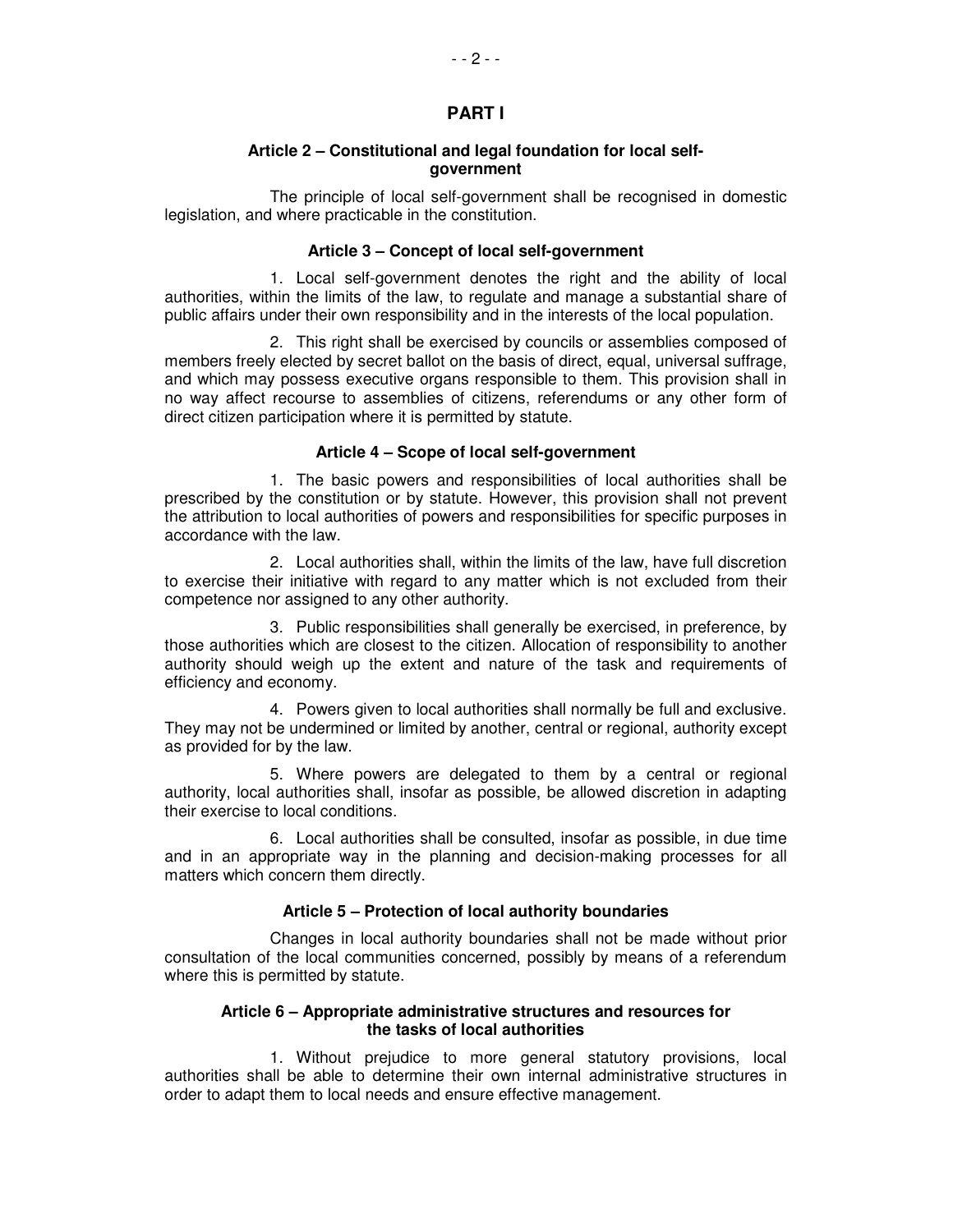## PART I

### Article 2 – Constitutional and legal foundation for local self-government

The principle of local self-government shall be recognised in domestic legislation, and where practicable in the constitution.

### Article 3 – Concept of local self-government

1. Local self-government denotes the right and the ability of local authorities, within the limits of the law, to regulate and manage a substantial share of public affairs under their own responsibility and in the interests of the local population.

2. This right shall be exercised by councils or assemblies composed of members freely elected by secret ballot on the basis of direct, equal, universal suffrage, and which may possess executive organs responsible to them. This provision shall in no way affect recourse to assemblies of citizens, referendums or any other form of direct citizen participation where it is permitted by statute.

### Article 4 – Scope of local self-government

1. The basic powers and responsibilities of local authorities shall be prescribed by the constitution or by statute. However, this provision shall not prevent the attribution to local authorities of powers and responsibilities for specific purposes in accordance with the law.

2. Local authorities shall, within the limits of the law, have full discretion to exercise their initiative with regard to any matter which is not excluded from their competence nor assigned to any other authority.

3. Public responsibilities shall generally be exercised, in preference, by those authorities which are closest to the citizen. Allocation of responsibility to another authority should weigh up the extent and nature of the task and requirements of efficiency and economy.

4. Powers given to local authorities shall normally be full and exclusive. They may not be undermined or limited by another, central or regional, authority except as provided for by the law.

5. Where powers are delegated to them by a central or regional authority, local authorities shall, insofar as possible, be allowed discretion in adapting their exercise to local conditions.

6. Local authorities shall be consulted, insofar as possible, in due time and in an appropriate way in the planning and decision-making processes for all matters which concern them directly.

### Article 5 – Protection of local authority boundaries

Changes in local authority boundaries shall not be made without prior consultation of the local communities concerned, possibly by means of a referendum where this is permitted by statute.

### Article 6 – Appropriate administrative structures and resources for the tasks of local authorities

1. Without prejudice to more general statutory provisions, local authorities shall be able to determine their own internal administrative structures in order to adapt them to local needs and ensure effective management.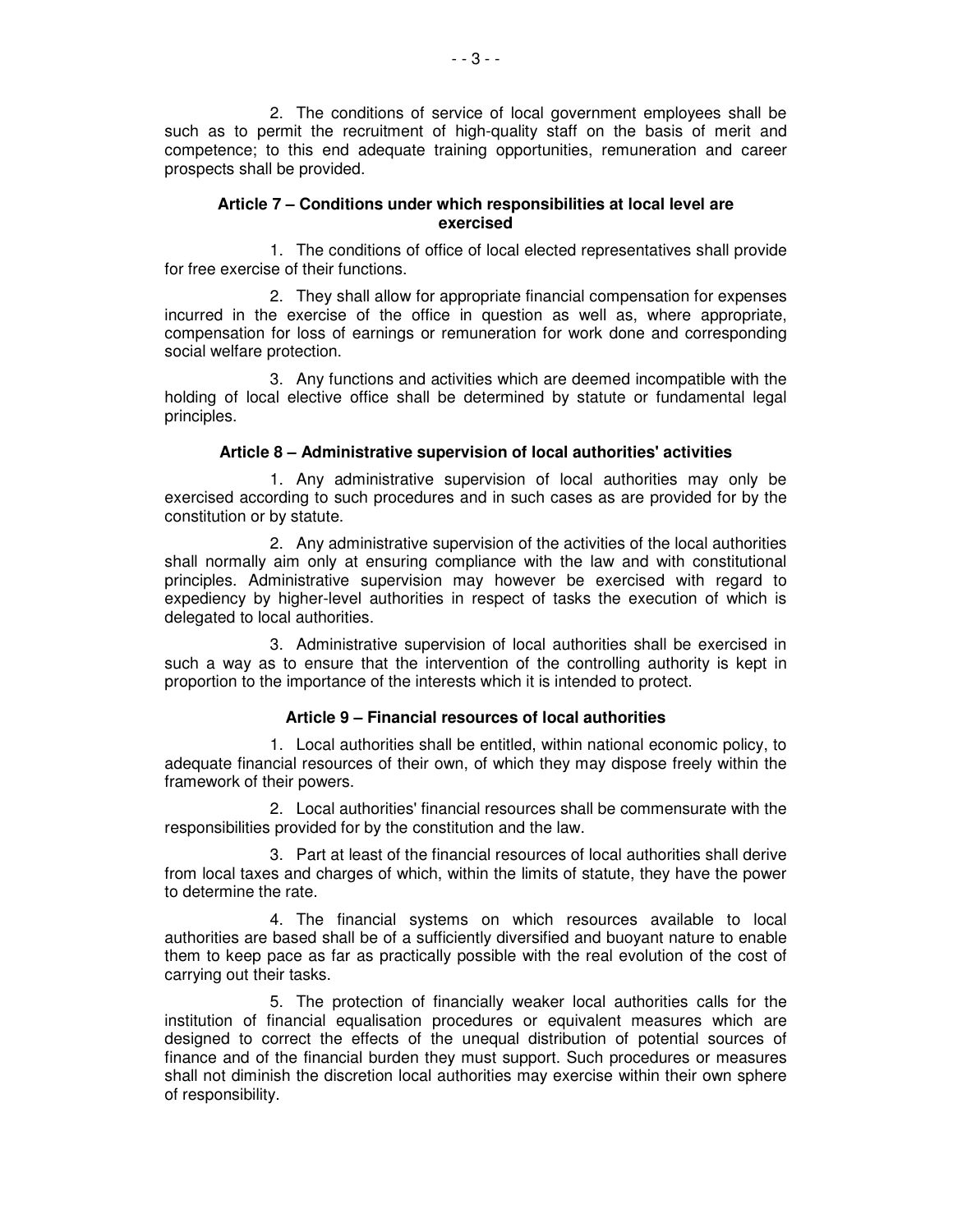2. The conditions of service of local government employees shall be such as to permit the recruitment of high-quality staff on the basis of merit and competence; to this end adequate training opportunities, remuneration and career prospects shall be provided.

#### Article 7 – Conditions under which responsibilities at local level are exercised

1. The conditions of office of local elected representatives shall provide for free exercise of their functions.

2. They shall allow for appropriate financial compensation for expenses incurred in the exercise of the office in question as well as, where appropriate, compensation for loss of earnings or remuneration for work done and corresponding social welfare protection.

3. Any functions and activities which are deemed incompatible with the holding of local elective office shall be determined by statute or fundamental legal principles.

#### Article 8 – Administrative supervision of local authorities' activities

1. Any administrative supervision of local authorities may only be exercised according to such procedures and in such cases as are provided for by the constitution or by statute.

2. Any administrative supervision of the activities of the local authorities shall normally aim only at ensuring compliance with the law and with constitutional principles. Administrative supervision may however be exercised with regard to expediency by higher-level authorities in respect of tasks the execution of which is delegated to local authorities.

3. Administrative supervision of local authorities shall be exercised in such a way as to ensure that the intervention of the controlling authority is kept in proportion to the importance of the interests which it is intended to protect.

#### Article 9 – Financial resources of local authorities

1. Local authorities shall be entitled, within national economic policy, to adequate financial resources of their own, of which they may dispose freely within the framework of their powers.

2. Local authorities' financial resources shall be commensurate with the responsibilities provided for by the constitution and the law.

3. Part at least of the financial resources of local authorities shall derive from local taxes and charges of which, within the limits of statute, they have the power to determine the rate.

4. The financial systems on which resources available to local authorities are based shall be of a sufficiently diversified and buoyant nature to enable them to keep pace as far as practically possible with the real evolution of the cost of carrying out their tasks.

5. The protection of financially weaker local authorities calls for the institution of financial equalisation procedures or equivalent measures which are designed to correct the effects of the unequal distribution of potential sources of finance and of the financial burden they must support. Such procedures or measures shall not diminish the discretion local authorities may exercise within their own sphere of responsibility.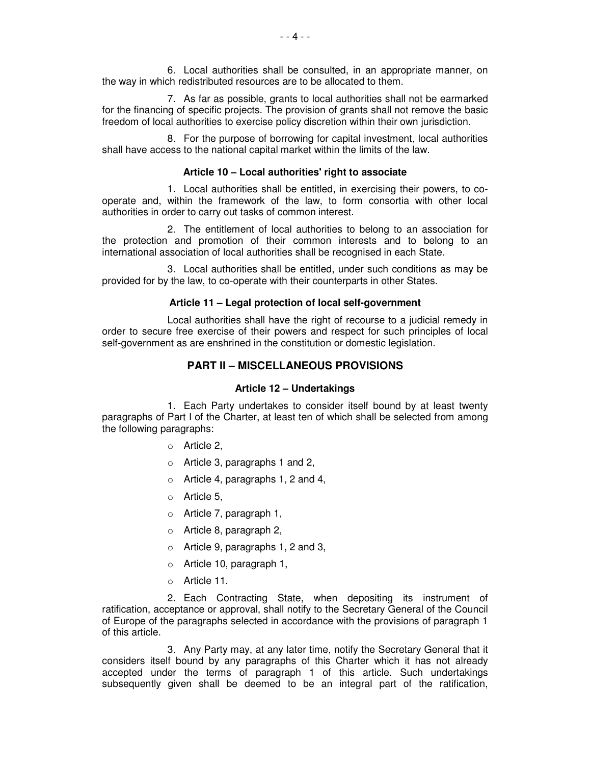6. Local authorities shall be consulted, in an appropriate manner, on the way in which redistributed resources are to be allocated to them.

7. As far as possible, grants to local authorities shall not be earmarked for the financing of specific projects. The provision of grants shall not remove the basic freedom of local authorities to exercise policy discretion within their own jurisdiction.

8. For the purpose of borrowing for capital investment, local authorities shall have access to the national capital market within the limits of the law.

### Article 10 – Local authorities' right to associate

1. Local authorities shall be entitled, in exercising their powers, to co-operate and, within the framework of the law, to form consortia with other local authorities in order to carry out tasks of common interest.

2. The entitlement of local authorities to belong to an association for the protection and promotion of their common interests and to belong to an international association of local authorities shall be recognised in each State.

3. Local authorities shall be entitled, under such conditions as may be provided for by the law, to co-operate with their counterparts in other States.

### Article 11 – Legal protection of local self-government

Local authorities shall have the right of recourse to a judicial remedy in order to secure free exercise of their powers and respect for such principles of local self-government as are enshrined in the constitution or domestic legislation.

## PART II – MISCELLANEOUS PROVISIONS

### Article 12 – Undertakings

1. Each Party undertakes to consider itself bound by at least twenty paragraphs of Part I of the Charter, at least ten of which shall be selected from among the following paragraphs:

- Article 2,
- Article 3, paragraphs 1 and 2,
- Article 4, paragraphs 1, 2 and 4,
- Article 5,
- Article 7, paragraph 1,
- Article 8, paragraph 2,
- Article 9, paragraphs 1, 2 and 3,
- Article 10, paragraph 1,
- Article 11.

2. Each Contracting State, when depositing its instrument of ratification, acceptance or approval, shall notify to the Secretary General of the Council of Europe of the paragraphs selected in accordance with the provisions of paragraph 1 of this article.

3. Any Party may, at any later time, notify the Secretary General that it considers itself bound by any paragraphs of this Charter which it has not already accepted under the terms of paragraph 1 of this article. Such undertakings subsequently given shall be deemed to be an integral part of the ratification,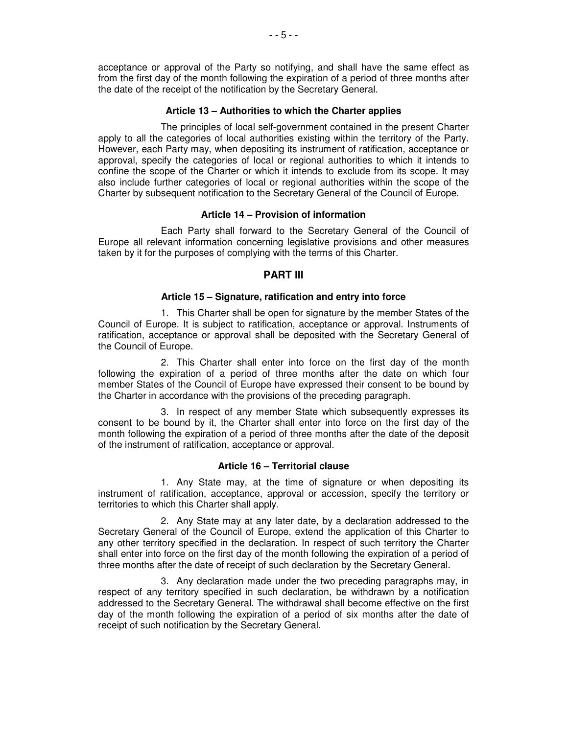acceptance or approval of the Party so notifying, and shall have the same effect as from the first day of the month following the expiration of a period of three months after the date of the receipt of the notification by the Secretary General.

#### Article 13 – Authorities to which the Charter applies

The principles of local self-government contained in the present Charter apply to all the categories of local authorities existing within the territory of the Party. However, each Party may, when depositing its instrument of ratification, acceptance or approval, specify the categories of local or regional authorities to which it intends to confine the scope of the Charter or which it intends to exclude from its scope. It may also include further categories of local or regional authorities within the scope of the Charter by subsequent notification to the Secretary General of the Council of Europe.

#### Article 14 – Provision of information

Each Party shall forward to the Secretary General of the Council of Europe all relevant information concerning legislative provisions and other measures taken by it for the purposes of complying with the terms of this Charter.

## PART III

#### Article 15 – Signature, ratification and entry into force

1. This Charter shall be open for signature by the member States of the Council of Europe. It is subject to ratification, acceptance or approval. Instruments of ratification, acceptance or approval shall be deposited with the Secretary General of the Council of Europe.

2. This Charter shall enter into force on the first day of the month following the expiration of a period of three months after the date on which four member States of the Council of Europe have expressed their consent to be bound by the Charter in accordance with the provisions of the preceding paragraph.

3. In respect of any member State which subsequently expresses its consent to be bound by it, the Charter shall enter into force on the first day of the month following the expiration of a period of three months after the date of the deposit of the instrument of ratification, acceptance or approval.

#### Article 16 – Territorial clause

1. Any State may, at the time of signature or when depositing its instrument of ratification, acceptance, approval or accession, specify the territory or territories to which this Charter shall apply.

2. Any State may at any later date, by a declaration addressed to the Secretary General of the Council of Europe, extend the application of this Charter to any other territory specified in the declaration. In respect of such territory the Charter shall enter into force on the first day of the month following the expiration of a period of three months after the date of receipt of such declaration by the Secretary General.

3. Any declaration made under the two preceding paragraphs may, in respect of any territory specified in such declaration, be withdrawn by a notification addressed to the Secretary General. The withdrawal shall become effective on the first day of the month following the expiration of a period of six months after the date of receipt of such notification by the Secretary General.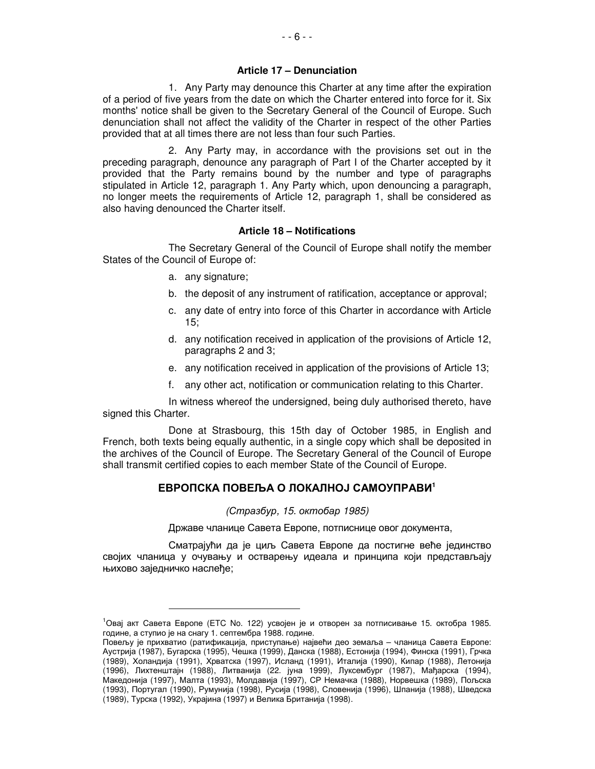#### Article 17 – Denunciation

1. Any Party may denounce this Charter at any time after the expiration of a period of five years from the date on which the Charter entered into force for it. Six months' notice shall be given to the Secretary General of the Council of Europe. Such denunciation shall not affect the validity of the Charter in respect of the other Parties provided that at all times there are not less than four such Parties.

2. Any Party may, in accordance with the provisions set out in the preceding paragraph, denounce any paragraph of Part I of the Charter accepted by it provided that the Party remains bound by the number and type of paragraphs stipulated in Article 12, paragraph 1. Any Party which, upon denouncing a paragraph, no longer meets the requirements of Article 12, paragraph 1, shall be considered as also having denounced the Charter itself.

#### Article 18 – Notifications

The Secretary General of the Council of Europe shall notify the member States of the Council of Europe of:

a. any signature;

b. the deposit of any instrument of ratification, acceptance or approval;

c. any date of entry into force of this Charter in accordance with Article 15;

d. any notification received in application of the provisions of Article 12, paragraphs 2 and 3;

e. any notification received in application of the provisions of Article 13;

f. any other act, notification or communication relating to this Charter.

In witness whereof the undersigned, being duly authorised thereto, have signed this Charter.

Done at Strasbourg, this 15th day of October 1985, in English and French, both texts being equally authentic, in a single copy which shall be deposited in the archives of the Council of Europe. The Secretary General of the Council of Europe shall transmit certified copies to each member State of the Council of Europe.

## ЕВРОПСКА ПОВЕЉА О ЛОКАЛНОЈ САМОУПРАВИ[1]

*(Стразбур, 15. октобар 1985)*

Државе чланице Савета Европе, потписнице овог документа,

Сматрајући да је циљ Савета Европе да постигне веће јединство својих чланица у очувању и остварењу идеала и принципа који представљају њихово заједничко наслеђе;

---

[1] Овај акт Савета Европе (ETC No. 122) усвојен је и отворен за потписивање 15. октобра 1985. године, а ступио је на снагу 1. септембра 1988. године.
Повељу је прихватио (ратификација, приступање) највећи део земаља – чланица Савета Европе: Аустрија (1987), Бугарска (1995), Чешка (1999), Данска (1988), Естонија (1994), Финска (1991), Грчка (1989), Холандија (1991), Хрватска (1997), Исланд (1991), Италија (1990), Кипар (1988), Летонија (1996), Лихтенштајн (1988), Литванија (22. јуна 1999), Луксембург (1987), Мађарска (1994), Македонија (1997), Малта (1993), Молдавија (1997), СР Немачка (1988), Норвешка (1989), Пољска (1993), Португал (1990), Румунија (1998), Русија (1998), Словенија (1996), Шпанија (1988), Шведска (1989), Турска (1992), Украјина (1997) и Велика Британија (1998).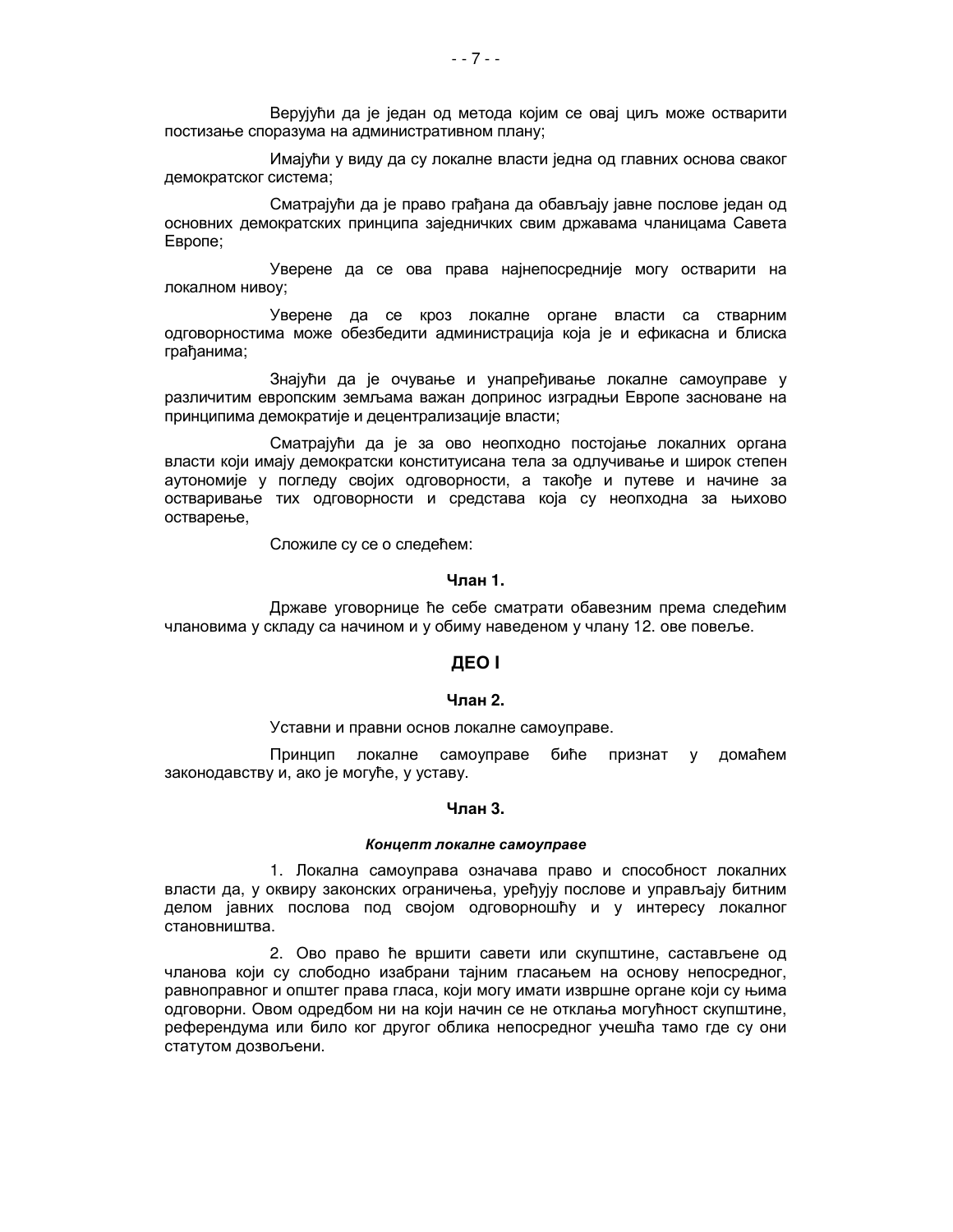Верујући да је један од метода којим се овај циљ може остварити постизање споразума на административном плану;

Имајући у виду да су локалне власти једна од главних основа сваког демократског система;

Сматрајући да је право грађана да обављају јавне послове један од основних демократских принципа заједничких свим државама чланицама Савета Европе;

Уверене да се ова права најнепосредније могу остварити на локалном нивоу;

Уверене да се кроз локалне органе власти са стварним одговорностима може обезбедити администрација која је и ефикасна и блиска грађанима;

Знајући да је очување и унапређивање локалне самоуправе у различитим европским земљама важан допринос изградњи Европе засноване на принципима демократије и децентрализације власти;

Сматрајући да је за ово неопходно постојање локалних органа власти који имају демократски конституисана тела за одлучивање и широк степен аутономије у погледу својих одговорности, а такође и путеве и начине за остваривање тих одговорности и средстава која су неопходна за њихово остварење,

Сложиле су се о следећем:

**Члан 1.**

Државе уговорнице ће себе сматрати обавезним према следећим члановима у складу са начином и у обиму наведеном у члану 12. ове повеље.

## ДЕО I

**Члан 2.**

Уставни и правни основ локалне самоуправе.

Принцип локалне самоуправе биће признат у домаћем законодавству и, ако је могуће, у уставу.

**Члан 3.**

***Концепт локалне самоуправе***

1. Локална самоуправа означава право и способност локалних власти да, у оквиру законских ограничења, уређују послове и управљају битним делом јавних послова под својом одговорношћу и у интересу локалног становништва.

2. Ово право ће вршити савети или скупштине, састављене од чланова који су слободно изабрани тајним гласањем на основу непосредног, равноправног и општег права гласа, који могу имати извршне органе који су њима одговорни. Овом одредбом ни на који начин се не отклања могућност скупштине, референдума или било ког другог облика непосредног учешћа тамо где су они статутом дозвољени.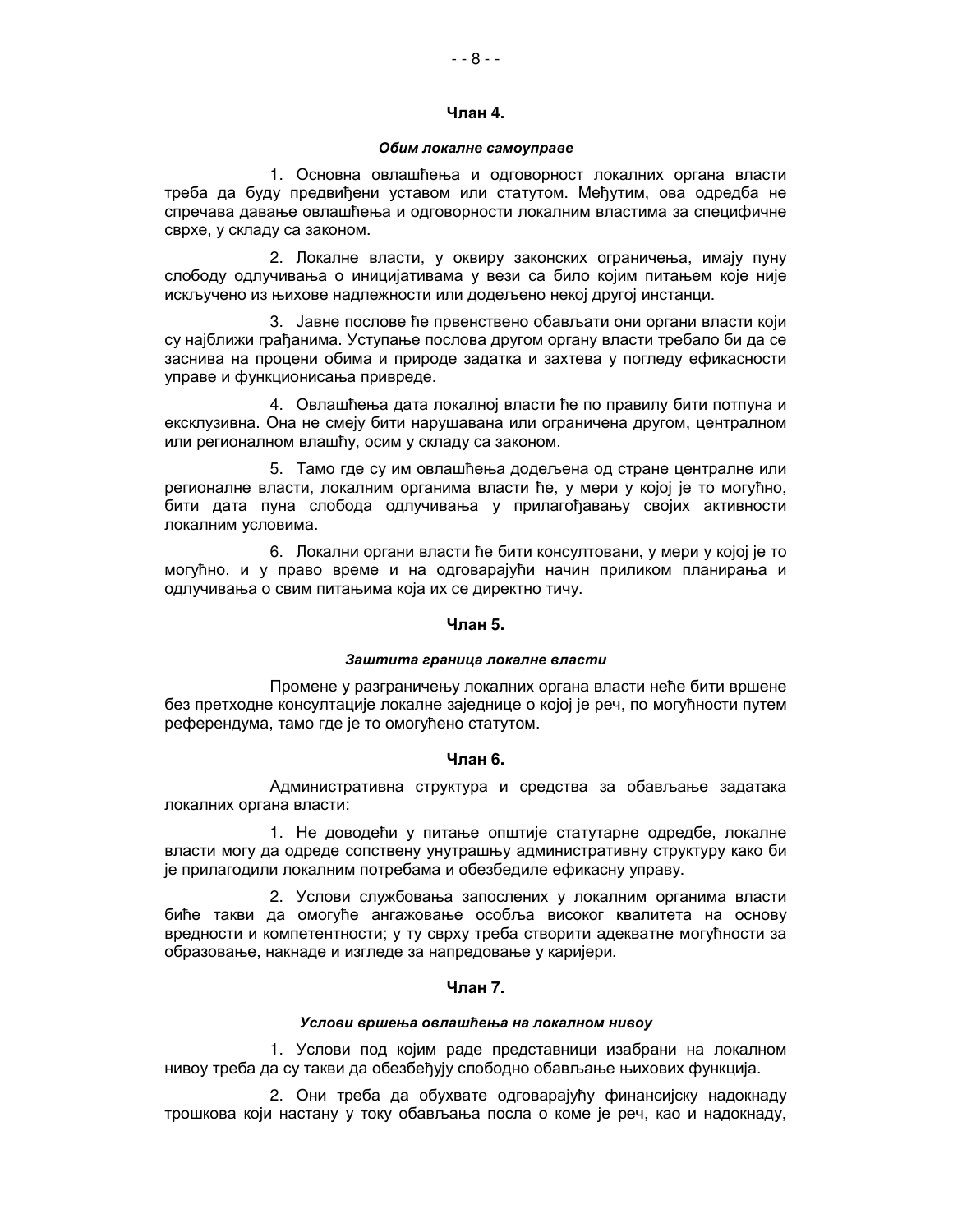### Члан 4.

***Обим локалне самоуправе***

1. Основна овлашћења и одговорност локалних органа власти треба да буду предвиђени уставом или статутом. Међутим, ова одредба не спречава давање овлашћења и одговорности локалним властима за специфичне сврхе, у складу са законом.

2. Локалне власти, у оквиру законских ограничења, имају пуну слободу одлучивања о иницијативама у вези са било којим питањем које није искључено из њихове надлежности или додељено некој другој инстанци.

3. Јавне послове ће првенствено обављати они органи власти који су најближи грађанима. Уступање послова другом органу власти требало би да се заснива на процени обима и природе задатка и захтева у погледу ефикасности управе и функционисања привреде.

4. Овлашћења дата локалној власти ће по правилу бити потпуна и ексклузивна. Она не смеју бити нарушавана или ограничена другом, централном или регионалном влашћу, осим у складу са законом.

5. Тамо где су им овлашћења додељена од стране централне или регионалне власти, локалним органима власти ће, у мери у којој је то могућно, бити дата пуна слобода одлучивања у прилагођавању својих активности локалним условима.

6. Локални органи власти ће бити консултовани, у мери у којој је то могућно, и у право време и на одговарајући начин приликом планирања и одлучивања о свим питањима која их се директно тичу.

### Члан 5.

***Заштита граница локалне власти***

Промене у разграничењу локалних органа власти неће бити вршене без претходне консултације локалне заједнице о којој је реч, по могућности путем референдума, тамо где је то омогућено статутом.

### Члан 6.

Административна структура и средства за обављање задатака локалних органа власти:

1. Не доводећи у питање општије статутарне одредбе, локалне власти могу да одреде сопствену унутрашњу административну структуру како би је прилагодили локалним потребама и обезбедиле ефикасну управу.

2. Услови службовања запослених у локалним органима власти биће такви да омогуће ангажовање особља високог квалитета на основу вредности и компетентности; у ту сврху треба створити адекватне могућности за образовање, накнаде и изгледе за напредовање у каријери.

### Члан 7.

***Услови вршења овлашћења на локалном нивоу***

1. Услови под којим раде представници изабрани на локалном нивоу треба да су такви да обезбеђују слободно обављање њихових функција.

2. Они треба да обухвате одговарајућу финансијску надокнаду трошкова који настану у току обављања посла о коме је реч, као и надокнаду,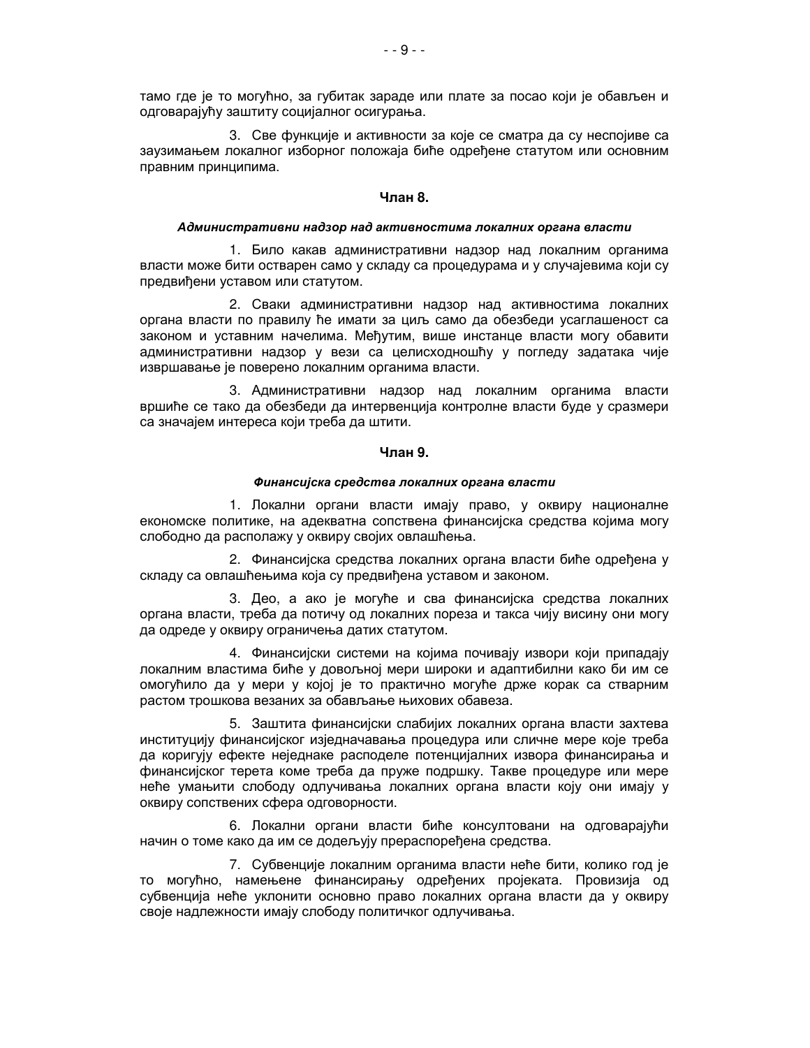тамо где је то могућно, за губитак зараде или плате за посао који је обављен и одговарајућу заштиту социјалног осигурања.

3. Све функције и активности за које се сматра да су неспојиве са заузимањем локалног изборног положаја биће одређене статутом или основним правним принципима.

**Члан 8.**

***Административни надзор над активностима локалних органа власти***

1. Било какав административни надзор над локалним органима власти може бити остварен само у складу са процедурама и у случајевима који су предвиђени уставом или статутом.

2. Сваки административни надзор над активностима локалних органа власти по правилу ће имати за циљ само да обезбеди усаглашеност са законом и уставним начелима. Међутим, више инстанце власти могу обавити административни надзор у вези са целисходношћу у погледу задатака чије извршавање је поверено локалним органима власти.

3. Административни надзор над локалним органима власти вршиће се тако да обезбеди да интервенција контролне власти буде у сразмери са значајем интереса који треба да штити.

**Члан 9.**

***Финансијска средства локалних органа власти***

1. Локални органи власти имају право, у оквиру националне економске политике, на адекватна сопствена финансијска средства којима могу слободно да располажу у оквиру својих овлашћења.

2. Финансијска средства локалних органа власти биће одређена у складу са овлашћењима која су предвиђена уставом и законом.

3. Део, а ако је могуће и сва финансијска средства локалних органа власти, треба да потичу од локалних пореза и такса чију висину они могу да одреде у оквиру ограничења датих статутом.

4. Финансијски системи на којима почивају извори који припадају локалним властима биће у довољној мери широки и адаптибилни како би им се омогућило да у мери у којој је то практично могуће држе корак са стварним растом трошкова везаних за обављање њихових обавеза.

5. Заштита финансијски слабијих локалних органа власти захтева институцију финансијског изједначавања процедура или сличне мере које треба да коригују ефекте неједнаке расподеле потенцијалних извора финансирања и финансијског терета коме треба да пруже подршку. Такве процедуре или мере неће умањити слободу одлучивања локалних органа власти коју они имају у оквиру сопствених сфера одговорности.

6. Локални органи власти биће консултовани на одговарајући начин о томе како да им се додељују прераспоређена средства.

7. Субвенције локалним органима власти неће бити, колико год је то могућно, намењене финансирању одређених пројеката. Провизија од субвенција неће уклонити основно право локалних органа власти да у оквиру своје надлежности имају слободу политичког одлучивања.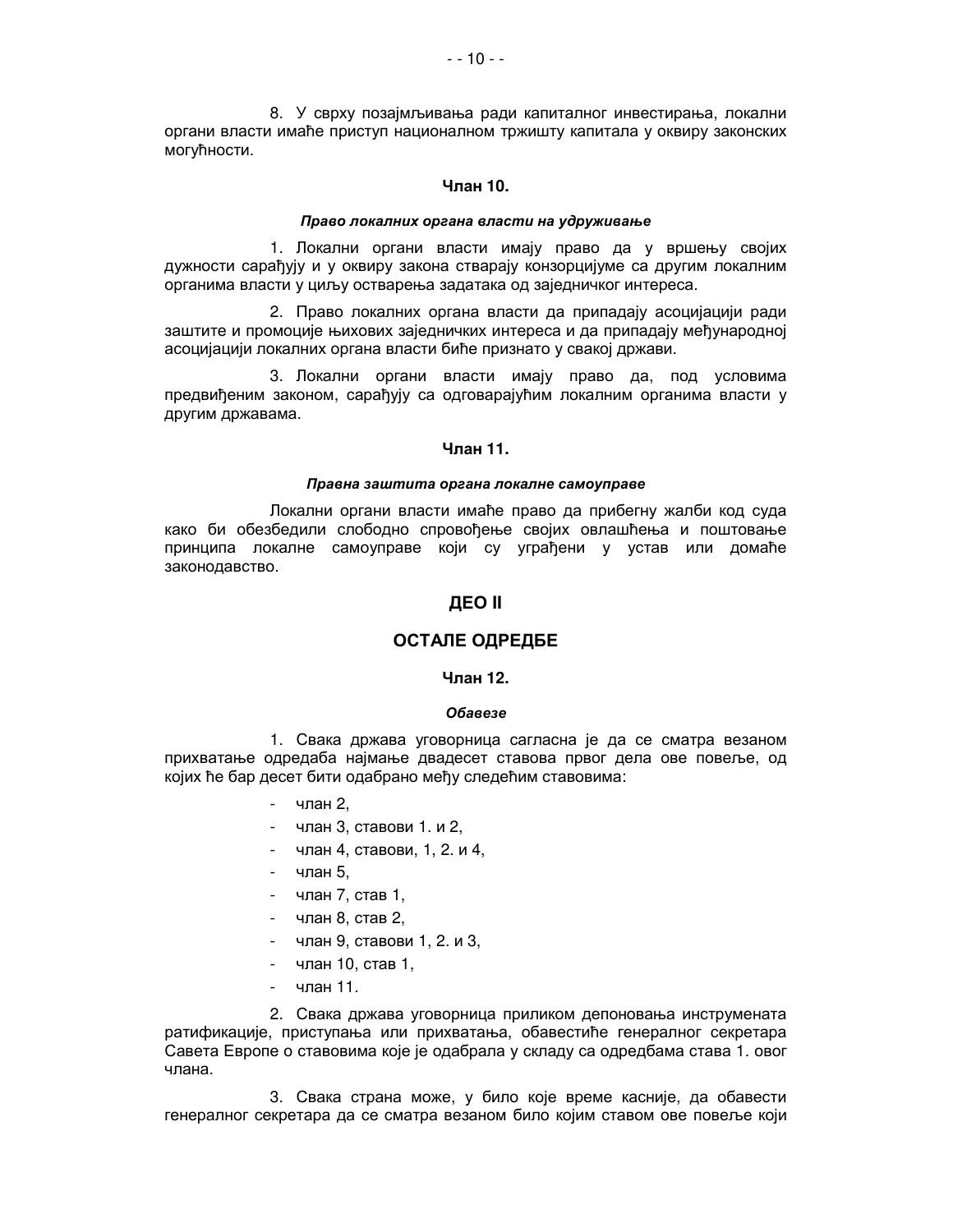8. У сврху позајмљивања ради капиталног инвестирања, локални органи власти имаће приступ националном тржишту капитала у оквиру законских могућности.

**Члан 10.**

***Право локалних органа власти на удруживање***

1. Локални органи власти имају право да у вршењу својих дужности сарађују и у оквиру закона стварају конзорцијуме са другим локалним органима власти у циљу остварења задатака од заједничког интереса.

2. Право локалних органа власти да припадају асоцијацији ради заштите и промоције њихових заједничких интереса и да припадају међународној асоцијацији локалних органа власти биће признато у свакој држави.

3. Локални органи власти имају право да, под условима предвиђеним законом, сарађују са одговарајућим локалним органима власти у другим државама.

**Члан 11.**

***Правна заштита органа локалне самоуправе***

Локални органи власти имаће право да прибегну жалби код суда како би обезбедили слободно спровођење својих овлашћења и поштовање принципа локалне самоуправе који су уграђени у устав или домаће законодавство.

## ДЕО II

## ОСТАЛЕ ОДРЕДБЕ

**Члан 12.**

***Обавезе***

1. Свака држава уговорница сагласна је да се сматра везаном прихватање одредаба најмање двадесет ставова првог дела ове повеље, од којих ће бар десет бити одабрано међу следећим ставовима:

- члан 2,
- члан 3, ставови 1. и 2,
- члан 4, ставови, 1, 2. и 4,
- члан 5,
- члан 7, став 1,
- члан 8, став 2,
- члан 9, ставови 1, 2. и 3,
- члан 10, став 1,
- члан 11.

2. Свака држава уговорница приликом депоновања инструмената ратификације, приступања или прихватања, обавестиће генералног секретара Савета Европе о ставовима које је одабрала у складу са одредбама става 1. овог члана.

3. Свака страна може, у било које време касније, да обавести генералног секретара да се сматра везаном било којим ставом ове повеље који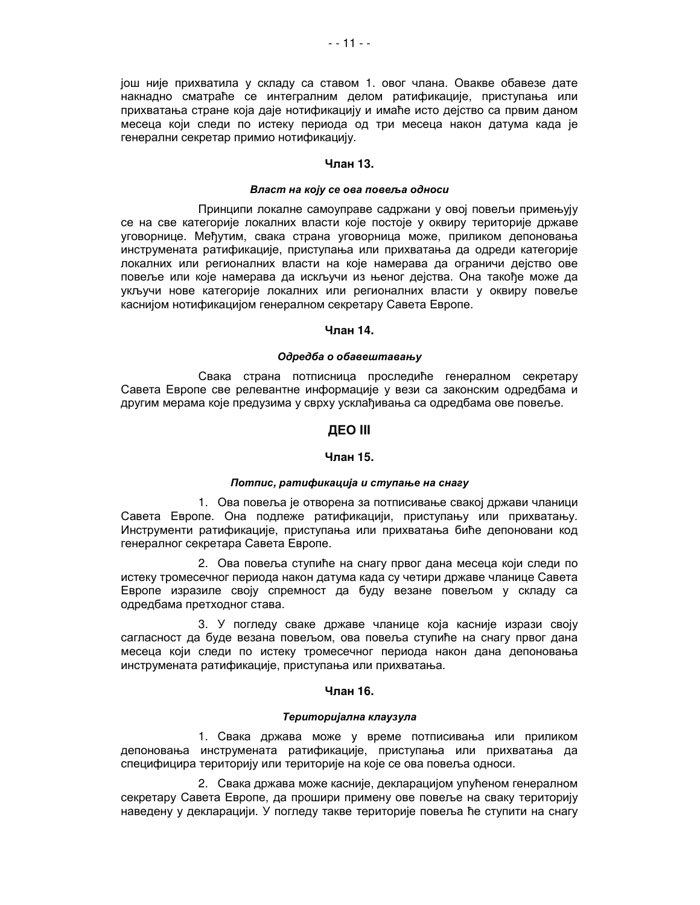још није прихватила у складу са ставом 1. овог члана. Овакве обавезе дате накнадно сматраће се интегралним делом ратификације, приступања или прихватања стране која даје нотификацију и имаће исто дејство са првим даном месеца који следи по истеку периода од три месеца након датума када је генерални секретар примио нотификацију.

**Члан 13.**

***Власт на коју се ова повеља односи***

Принципи локалне самоуправе садржани у овој повељи примењују се на све категорије локалних власти које постоје у оквиру територије државе уговорнице. Међутим, свака страна уговорница може, приликом депоновања инструмената ратификације, приступања или прихватања да одреди категорије локалних или регионалних власти на које намерава да ограничи дејство ове повеље или које намерава да искључи из њеног дејства. Она такође може да укључи нове категорије локалних или регионалних власти у оквиру повеље каснијом нотификацијом генералном секретару Савета Европе.

**Члан 14.**

***Одредба о обавештавању***

Свака страна потписница проследиће генералном секретару Савета Европе све релевантне информације у вези са законским одредбама и другим мерама које предузима у сврху усклађивања са одредбама ове повеље.

## ДЕО III

**Члан 15.**

***Потпис, ратификација и ступање на снагу***

1. Ова повеља је отворена за потписивање свакој држави чланици Савета Европе. Она подлеже ратификацији, приступању или прихватању. Инструменти ратификације, приступања или прихватања биће депоновани код генералног секретара Савета Европе.

2. Ова повеља ступиће на снагу првог дана месеца који следи по истеку тромесечног периода након датума када су четири државе чланице Савета Европе изразиле своју спремност да буду везане повељом у складу са одредбама претходног става.

3. У погледу сваке државе чланице која касније изрази своју сагласност да буде везана повељом, ова повеља ступиће на снагу првог дана месеца који следи по истеку тромесечног периода након дана депоновања инструмената ратификације, приступања или прихватања.

**Члан 16.**

***Територијална клаузула***

1. Свака држава може у време потписивања или приликом депоновања инструмената ратификације, приступања или прихватања да специфицира територију или територије на које се ова повеља односи.

2. Свака држава може касније, декларацијом упућеном генералном секретару Савета Европе, да прошири примену ове повеље на сваку територију наведену у декларацији. У погледу такве територије повеља ће ступити на снагу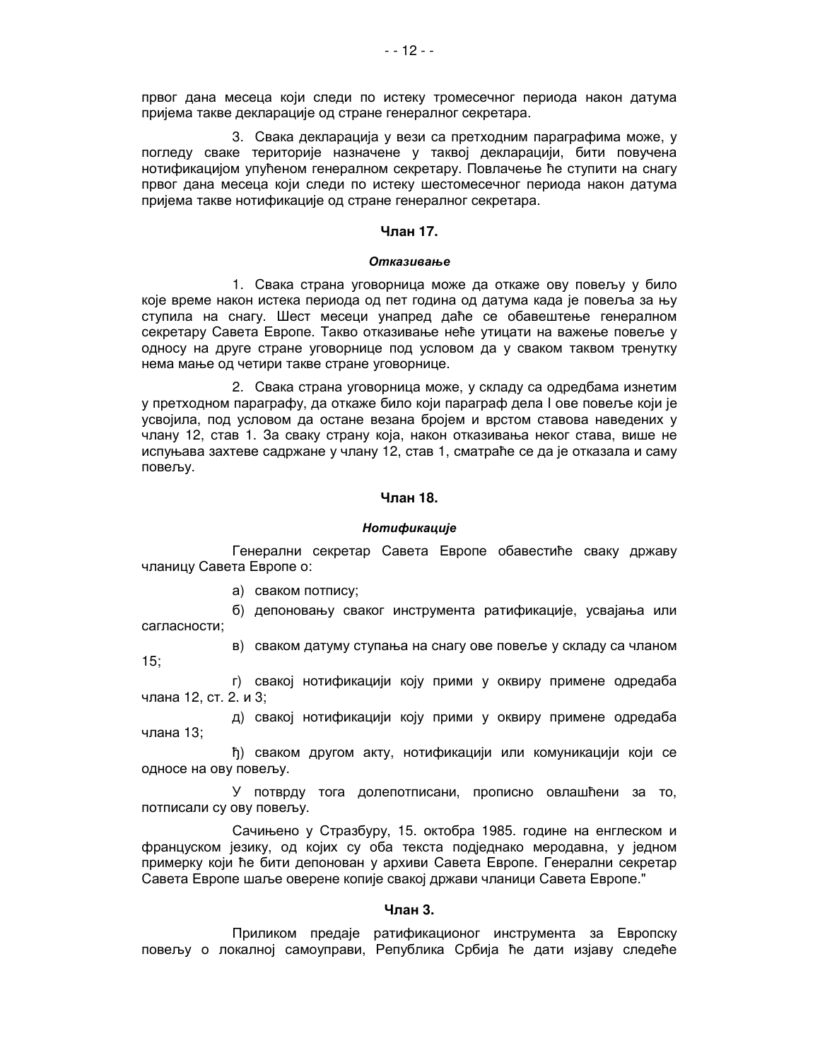првог дана месеца који следи по истеку тромесечног периода након датума пријема такве декларације од стране генералног секретара.

3. Свака декларација у вези са претходним параграфима може, у погледу сваке територије назначене у таквој декларацији, бити повучена нотификацијом упућеном генералном секретару. Повлачење ће ступити на снагу првог дана месеца који следи по истеку шестомесечног периода након датума пријема такве нотификације од стране генералног секретара.

**Члан 17.**

***Отказивање***

1. Свака страна уговорница може да откаже ову повељу у било које време након истека периода од пет година од датума када је повеља за њу ступила на снагу. Шест месеци унапред даће се обавештење генералном секретару Савета Европе. Такво отказивање неће утицати на важење повеље у односу на друге стране уговорнице под условом да у сваком таквом тренутку нема мање од четири такве стране уговорнице.

2. Свака страна уговорница може, у складу са одредбама изнетим у претходном параграфу, да откаже било који параграф дела I ове повеље који је усвојила, под условом да остане везана бројем и врстом ставова наведених у члану 12, став 1. За сваку страну која, након отказивања неког става, више не испуњава захтеве садржане у члану 12, став 1, сматраће се да је отказала и саму повељу.

**Члан 18.**

***Нотификације***

Генерални секретар Савета Европе обавестиће сваку државу чланицу Савета Европе о:

а) сваком потпису;

б) депоновању сваког инструмента ратификације, усвајања или сагласности;

в) сваком датуму ступања на снагу ове повеље у складу са чланом 15;

г) свакој нотификацији коју прими у оквиру примене одредаба члана 12, ст. 2. и 3;

д) свакој нотификацији коју прими у оквиру примене одредаба члана 13;

ђ) сваком другом акту, нотификацији или комуникацији који се односе на ову повељу.

У потврду тога долепотписани, прописно овлашћени за то, потписали су ову повељу.

Сачињено у Стразбуру, 15. октобра 1985. године на енглеском и француском језику, од којих су оба текста подједнако меродавна, у једном примерку који ће бити депонован у архиви Савета Европе. Генерални секретар Савета Европе шаље оверене копије свакој држави чланици Савета Европе."

**Члан 3.**

Приликом предаје ратификационог инструмента за Европску повељу о локалној самоуправи, Република Србија ће дати изјаву следеће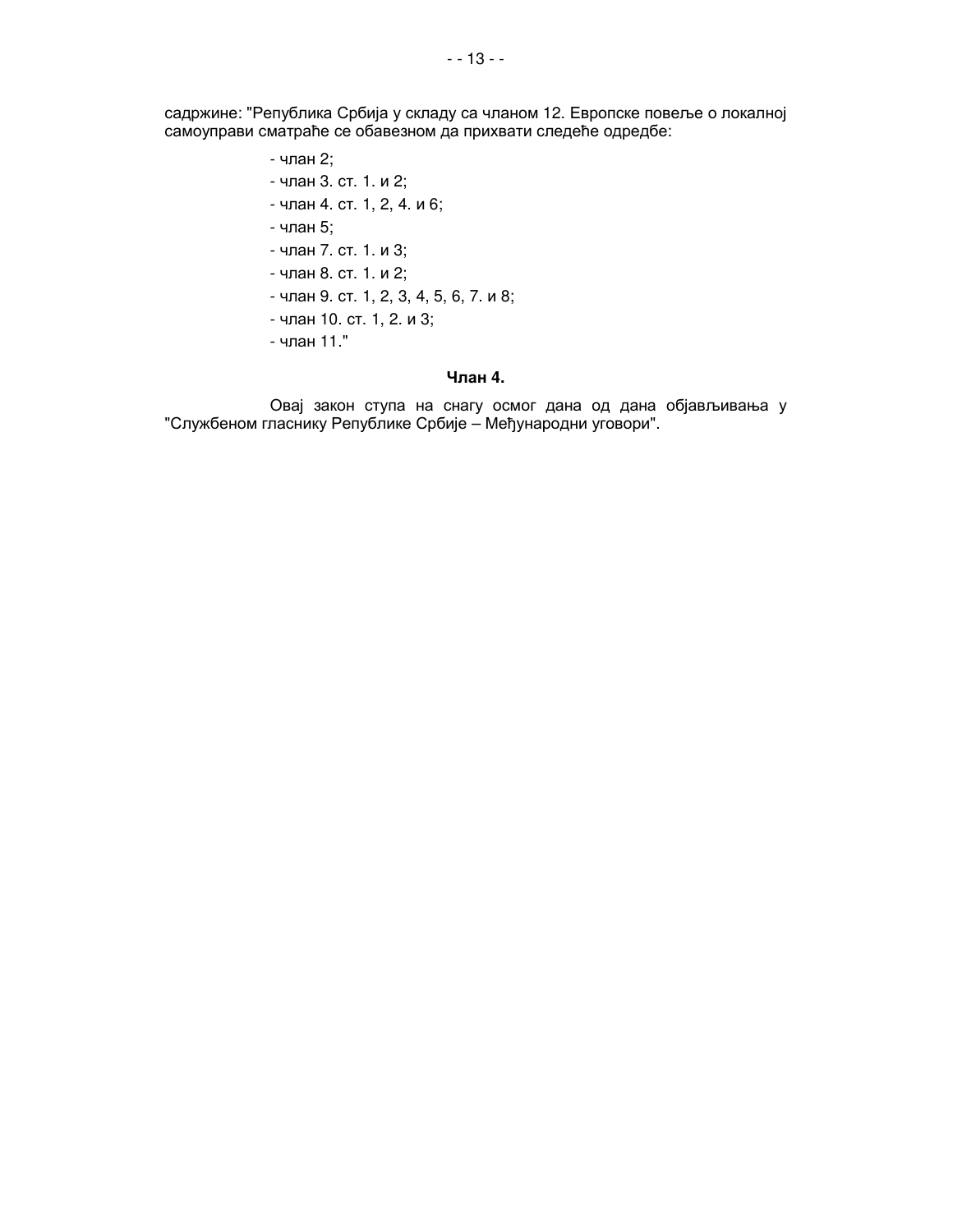садржине: "Република Србија у складу са чланом 12. Европске повеље о локалној самоуправи сматраће се обавезном да прихвати следеће одредбе:

- члан 2;
- члан 3. ст. 1. и 2;
- члан 4. ст. 1, 2, 4. и 6;
- члан 5;
- члан 7. ст. 1. и 3;
- члан 8. ст. 1. и 2;
- члан 9. ст. 1, 2, 3, 4, 5, 6, 7. и 8;
- члан 10. ст. 1, 2. и 3;
- члан 11."

**Члан 4.**

Овај закон ступа на снагу осмог дана од дана објављивања у "Службеном гласнику Републике Србије – Међународни уговори".